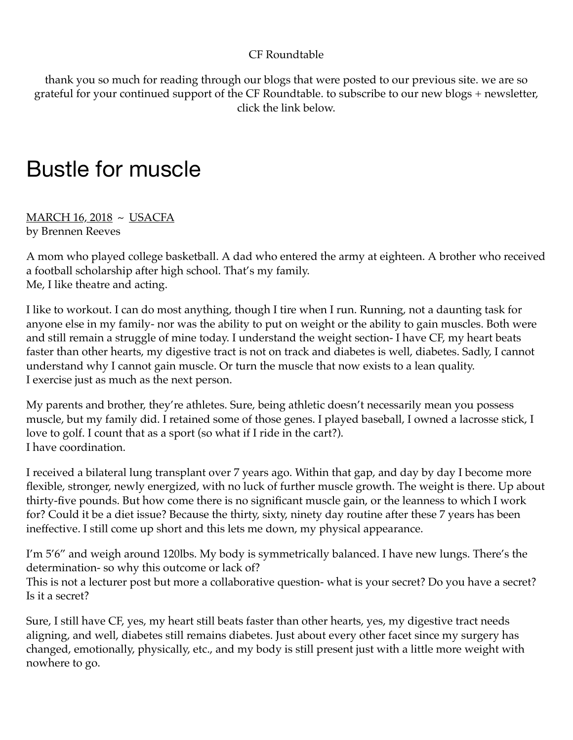CF Roundtable

thank you so much for reading through our blogs that were posted to our previous site. we are so grateful for your continued support of the CF Roundtable. to subscribe to our new blogs + newsletter, click the link below.

# Bustle for muscle

MARCH 16, 2018 ~ USACFA
by Brennen Reeves

A mom who played college basketball. A dad who entered the army at eighteen. A brother who received a football scholarship after high school. That's my family.
Me, I like theatre and acting.

I like to workout. I can do most anything, though I tire when I run. Running, not a daunting task for anyone else in my family- nor was the ability to put on weight or the ability to gain muscles. Both were and still remain a struggle of mine today. I understand the weight section- I have CF, my heart beats faster than other hearts, my digestive tract is not on track and diabetes is well, diabetes. Sadly, I cannot understand why I cannot gain muscle. Or turn the muscle that now exists to a lean quality.
I exercise just as much as the next person.

My parents and brother, they're athletes. Sure, being athletic doesn't necessarily mean you possess muscle, but my family did. I retained some of those genes. I played baseball, I owned a lacrosse stick, I love to golf. I count that as a sport (so what if I ride in the cart?).
I have coordination.

I received a bilateral lung transplant over 7 years ago. Within that gap, and day by day I become more flexible, stronger, newly energized, with no luck of further muscle growth. The weight is there. Up about thirty-five pounds. But how come there is no significant muscle gain, or the leanness to which I work for? Could it be a diet issue? Because the thirty, sixty, ninety day routine after these 7 years has been ineffective. I still come up short and this lets me down, my physical appearance.

I'm 5'6" and weigh around 120lbs. My body is symmetrically balanced. I have new lungs. There's the determination- so why this outcome or lack of?
This is not a lecturer post but more a collaborative question- what is your secret? Do you have a secret? Is it a secret?

Sure, I still have CF, yes, my heart still beats faster than other hearts, yes, my digestive tract needs aligning, and well, diabetes still remains diabetes. Just about every other facet since my surgery has changed, emotionally, physically, etc., and my body is still present just with a little more weight with nowhere to go.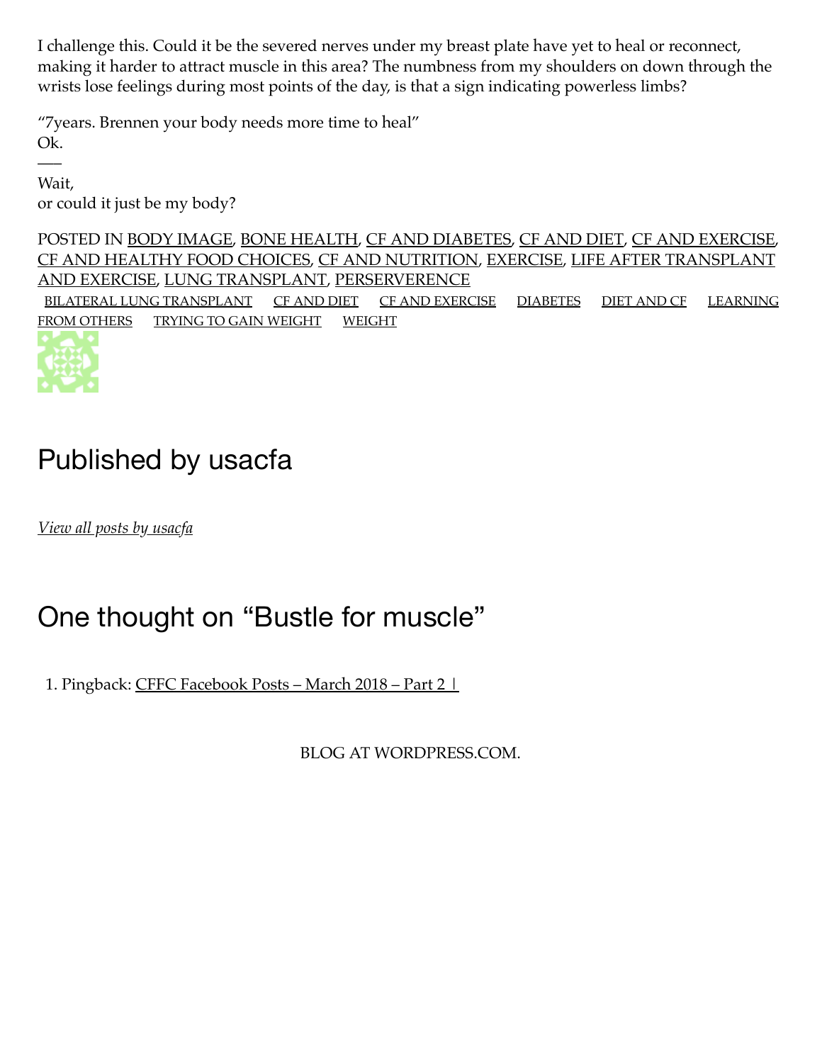I challenge this. Could it be the severed nerves under my breast plate have yet to heal or reconnect, making it harder to attract muscle in this area? The numbness from my shoulders on down through the wrists lose feelings during most points of the day, is that a sign indicating powerless limbs?

"7years. Brennen your body needs more time to heal"
Ok.

—

Wait,
or could it just be my body?

POSTED IN BODY IMAGE, BONE HEALTH, CF AND DIABETES, CF AND DIET, CF AND EXERCISE, CF AND HEALTHY FOOD CHOICES, CF AND NUTRITION, EXERCISE, LIFE AFTER TRANSPLANT AND EXERCISE, LUNG TRANSPLANT, PERSERVERENCE

BILATERAL LUNG TRANSPLANT   CF AND DIET   CF AND EXERCISE   DIABETES   DIET AND CF   LEARNING FROM OTHERS   TRYING TO GAIN WEIGHT   WEIGHT

## Published by usacfa

*View all posts by usacfa*

## One thought on "Bustle for muscle"

1. Pingback: CFFC Facebook Posts – March 2018 – Part 2 |

BLOG AT WORDPRESS.COM.